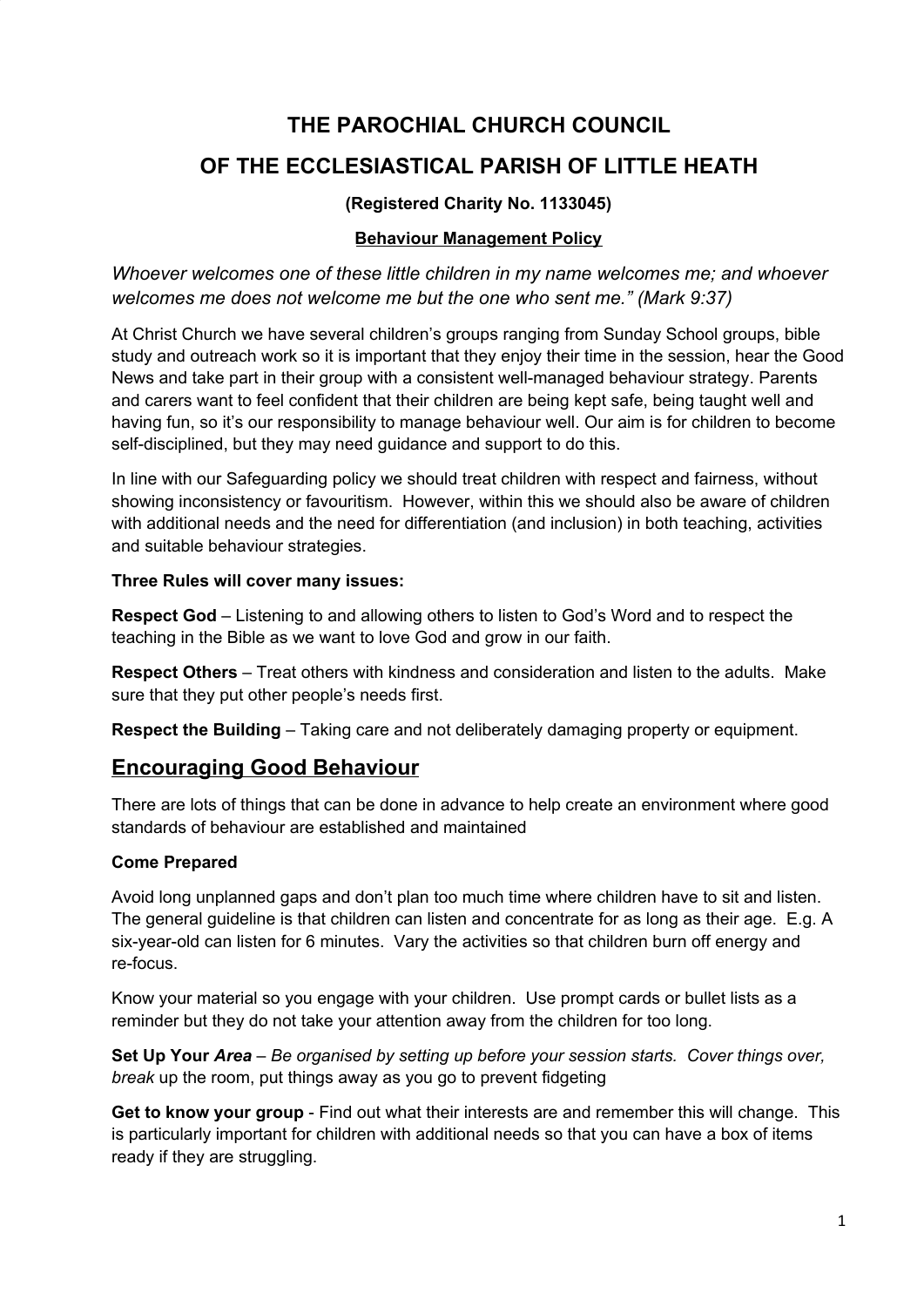# THE PAROCHIAL CHURCH COUNCIL

# OF THE ECCLESIASTICAL PARISH OF LITTLE HEATH

**(Registered Charity No. 1133045)**

**<u>Behaviour Management Policy</u>**

*Whoever welcomes one of these little children in my name welcomes me; and whoever welcomes me does not welcome me but the one who sent me." (Mark 9:37)*

At Christ Church we have several children's groups ranging from Sunday School groups, bible study and outreach work so it is important that they enjoy their time in the session, hear the Good News and take part in their group with a consistent well-managed behaviour strategy. Parents and carers want to feel confident that their children are being kept safe, being taught well and having fun, so it's our responsibility to manage behaviour well. Our aim is for children to become self-disciplined, but they may need guidance and support to do this.

In line with our Safeguarding policy we should treat children with respect and fairness, without showing inconsistency or favouritism. However, within this we should also be aware of children with additional needs and the need for differentiation (and inclusion) in both teaching, activities and suitable behaviour strategies.

**Three Rules will cover many issues:**

**Respect God** – Listening to and allowing others to listen to God's Word and to respect the teaching in the Bible as we want to love God and grow in our faith.

**Respect Others** – Treat others with kindness and consideration and listen to the adults. Make sure that they put other people's needs first.

**Respect the Building** – Taking care and not deliberately damaging property or equipment.

## Encouraging Good Behaviour

There are lots of things that can be done in advance to help create an environment where good standards of behaviour are established and maintained

**Come Prepared**

Avoid long unplanned gaps and don't plan too much time where children have to sit and listen. The general guideline is that children can listen and concentrate for as long as their age. E.g. A six-year-old can listen for 6 minutes. Vary the activities so that children burn off energy and re-focus.

Know your material so you engage with your children. Use prompt cards or bullet lists as a reminder but they do not take your attention away from the children for too long.

**Set Up Your *Area*** – *Be organised by setting up before your session starts. Cover things over, break* up the room, put things away as you go to prevent fidgeting

**Get to know your group** - Find out what their interests are and remember this will change. This is particularly important for children with additional needs so that you can have a box of items ready if they are struggling.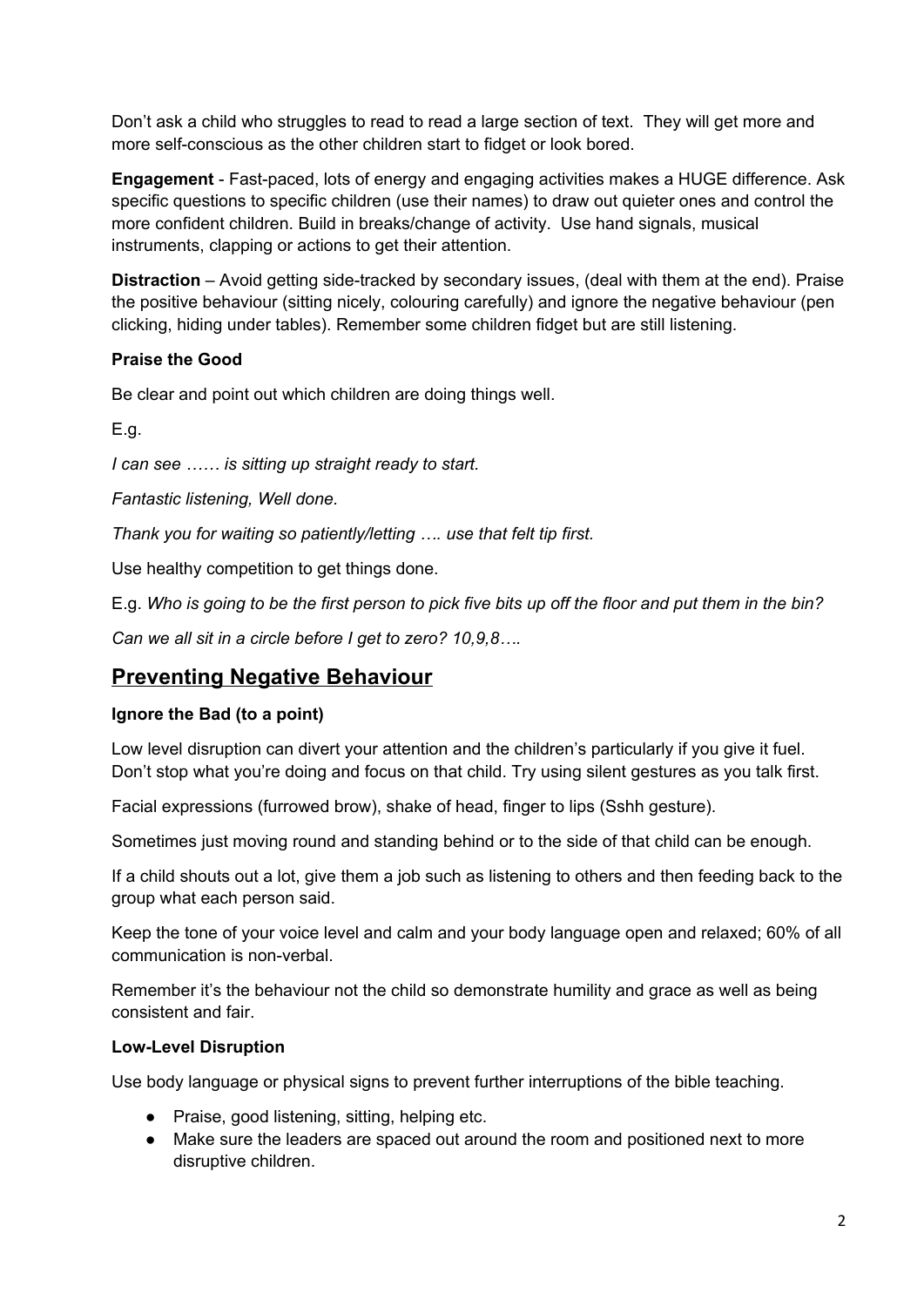Don't ask a child who struggles to read to read a large section of text. They will get more and more self-conscious as the other children start to fidget or look bored.

**Engagement** - Fast-paced, lots of energy and engaging activities makes a HUGE difference. Ask specific questions to specific children (use their names) to draw out quieter ones and control the more confident children. Build in breaks/change of activity. Use hand signals, musical instruments, clapping or actions to get their attention.

**Distraction** – Avoid getting side-tracked by secondary issues, (deal with them at the end). Praise the positive behaviour (sitting nicely, colouring carefully) and ignore the negative behaviour (pen clicking, hiding under tables). Remember some children fidget but are still listening.

**Praise the Good**

Be clear and point out which children are doing things well.

E.g.

*I can see …… is sitting up straight ready to start.*

*Fantastic listening, Well done.*

*Thank you for waiting so patiently/letting …. use that felt tip first.*

Use healthy competition to get things done.

E.g. *Who is going to be the first person to pick five bits up off the floor and put them in the bin?*

*Can we all sit in a circle before I get to zero? 10,9,8….*

## Preventing Negative Behaviour

**Ignore the Bad (to a point)**

Low level disruption can divert your attention and the children's particularly if you give it fuel. Don't stop what you're doing and focus on that child. Try using silent gestures as you talk first.

Facial expressions (furrowed brow), shake of head, finger to lips (Sshh gesture).

Sometimes just moving round and standing behind or to the side of that child can be enough.

If a child shouts out a lot, give them a job such as listening to others and then feeding back to the group what each person said.

Keep the tone of your voice level and calm and your body language open and relaxed; 60% of all communication is non-verbal.

Remember it's the behaviour not the child so demonstrate humility and grace as well as being consistent and fair.

**Low-Level Disruption**

Use body language or physical signs to prevent further interruptions of the bible teaching.

- Praise, good listening, sitting, helping etc.
- Make sure the leaders are spaced out around the room and positioned next to more disruptive children.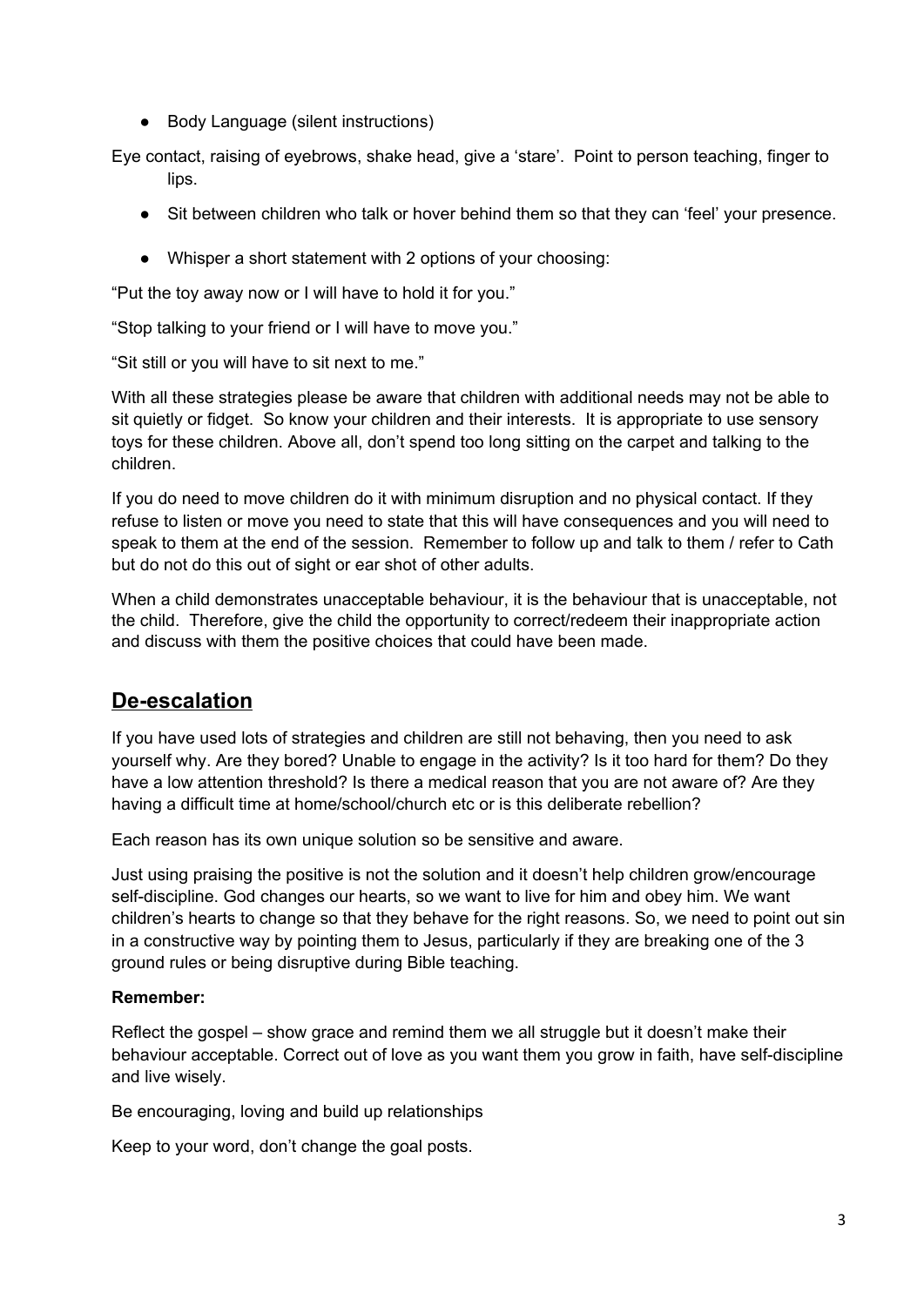- Body Language (silent instructions)

Eye contact, raising of eyebrows, shake head, give a ‘stare’. Point to person teaching, finger to lips.

- Sit between children who talk or hover behind them so that they can ‘feel’ your presence.

- Whisper a short statement with 2 options of your choosing:

“Put the toy away now or I will have to hold it for you.”

“Stop talking to your friend or I will have to move you.”

“Sit still or you will have to sit next to me.”

With all these strategies please be aware that children with additional needs may not be able to sit quietly or fidget. So know your children and their interests. It is appropriate to use sensory toys for these children. Above all, don’t spend too long sitting on the carpet and talking to the children.

If you do need to move children do it with minimum disruption and no physical contact. If they refuse to listen or move you need to state that this will have consequences and you will need to speak to them at the end of the session. Remember to follow up and talk to them / refer to Cath but do not do this out of sight or ear shot of other adults.

When a child demonstrates unacceptable behaviour, it is the behaviour that is unacceptable, not the child. Therefore, give the child the opportunity to correct/redeem their inappropriate action and discuss with them the positive choices that could have been made.

## De-escalation

If you have used lots of strategies and children are still not behaving, then you need to ask yourself why. Are they bored? Unable to engage in the activity? Is it too hard for them? Do they have a low attention threshold? Is there a medical reason that you are not aware of? Are they having a difficult time at home/school/church etc or is this deliberate rebellion?

Each reason has its own unique solution so be sensitive and aware.

Just using praising the positive is not the solution and it doesn’t help children grow/encourage self-discipline. God changes our hearts, so we want to live for him and obey him. We want children’s hearts to change so that they behave for the right reasons. So, we need to point out sin in a constructive way by pointing them to Jesus, particularly if they are breaking one of the 3 ground rules or being disruptive during Bible teaching.

**Remember:**

Reflect the gospel – show grace and remind them we all struggle but it doesn’t make their behaviour acceptable. Correct out of love as you want them you grow in faith, have self-discipline and live wisely.

Be encouraging, loving and build up relationships

Keep to your word, don’t change the goal posts.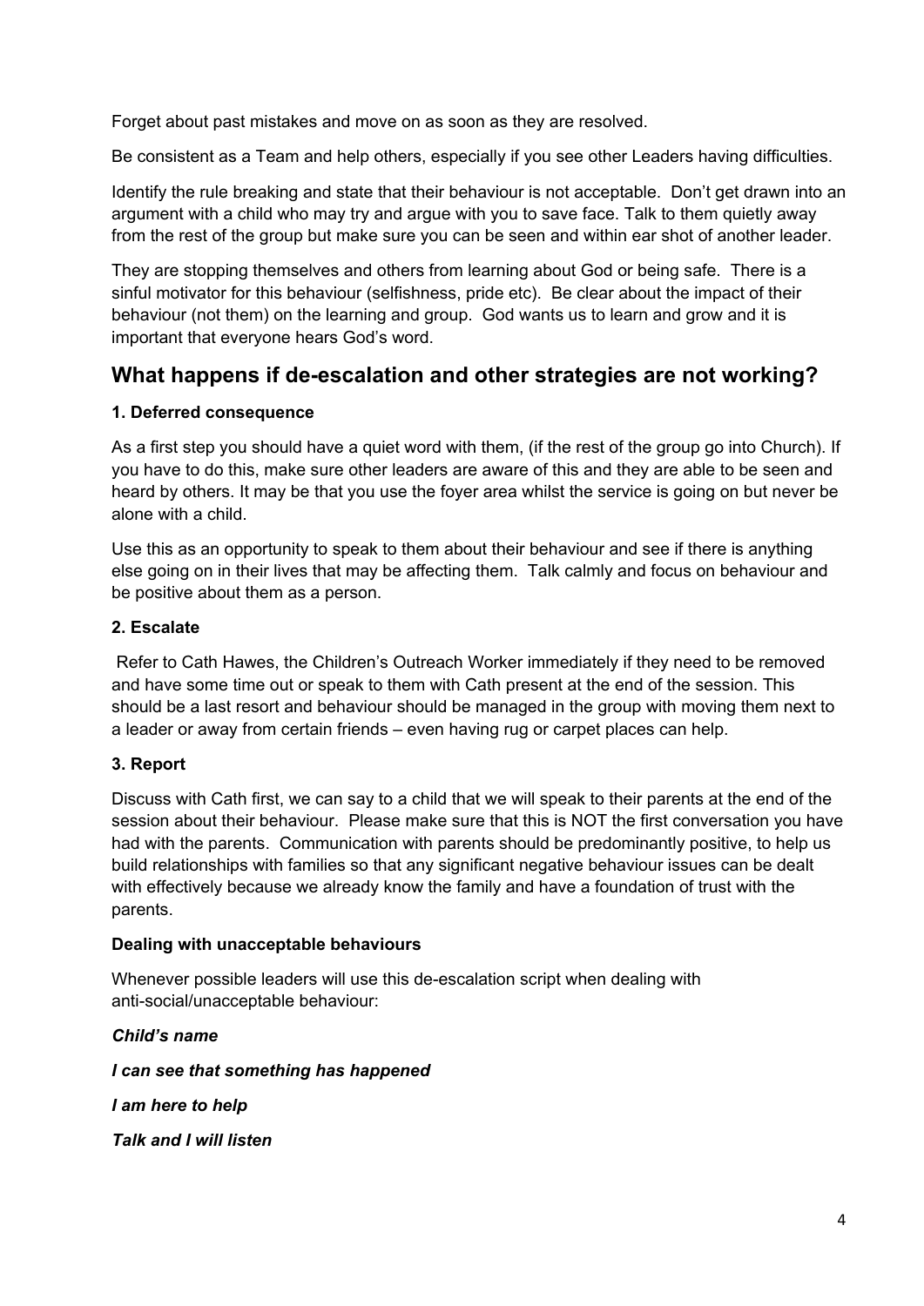Forget about past mistakes and move on as soon as they are resolved.

Be consistent as a Team and help others, especially if you see other Leaders having difficulties.

Identify the rule breaking and state that their behaviour is not acceptable. Don't get drawn into an argument with a child who may try and argue with you to save face. Talk to them quietly away from the rest of the group but make sure you can be seen and within ear shot of another leader.

They are stopping themselves and others from learning about God or being safe. There is a sinful motivator for this behaviour (selfishness, pride etc). Be clear about the impact of their behaviour (not them) on the learning and group. God wants us to learn and grow and it is important that everyone hears God's word.

## What happens if de-escalation and other strategies are not working?

**1. Deferred consequence**

As a first step you should have a quiet word with them, (if the rest of the group go into Church). If you have to do this, make sure other leaders are aware of this and they are able to be seen and heard by others. It may be that you use the foyer area whilst the service is going on but never be alone with a child.

Use this as an opportunity to speak to them about their behaviour and see if there is anything else going on in their lives that may be affecting them. Talk calmly and focus on behaviour and be positive about them as a person.

**2. Escalate**

Refer to Cath Hawes, the Children's Outreach Worker immediately if they need to be removed and have some time out or speak to them with Cath present at the end of the session. This should be a last resort and behaviour should be managed in the group with moving them next to a leader or away from certain friends – even having rug or carpet places can help.

**3. Report**

Discuss with Cath first, we can say to a child that we will speak to their parents at the end of the session about their behaviour. Please make sure that this is NOT the first conversation you have had with the parents. Communication with parents should be predominantly positive, to help us build relationships with families so that any significant negative behaviour issues can be dealt with effectively because we already know the family and have a foundation of trust with the parents.

**Dealing with unacceptable behaviours**

Whenever possible leaders will use this de-escalation script when dealing with anti-social/unacceptable behaviour:

***Child's name***

***I can see that something has happened***

***I am here to help***

***Talk and I will listen***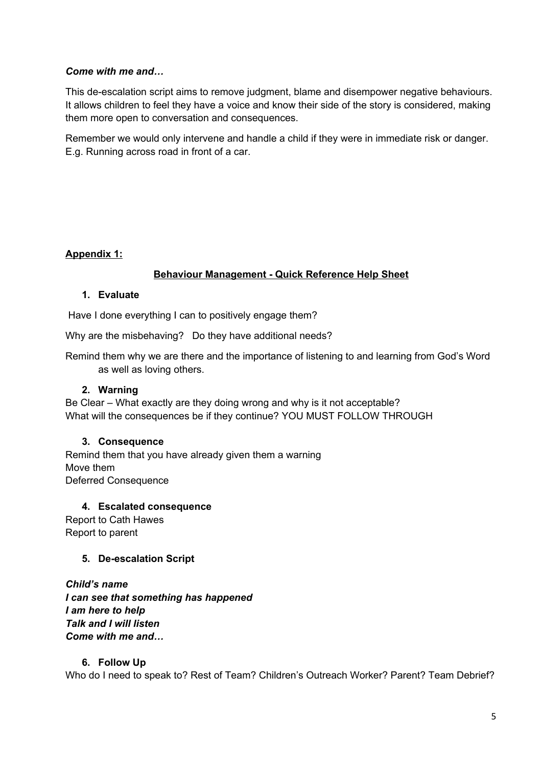***Come with me and…***

This de-escalation script aims to remove judgment, blame and disempower negative behaviours. It allows children to feel they have a voice and know their side of the story is considered, making them more open to conversation and consequences.

Remember we would only intervene and handle a child if they were in immediate risk or danger. E.g. Running across road in front of a car.

**Appendix 1:**

## Behaviour Management - Quick Reference Help Sheet

1. **Evaluate**

Have I done everything I can to positively engage them?

Why are the misbehaving? Do they have additional needs?

Remind them why we are there and the importance of listening to and learning from God's Word as well as loving others.

2. **Warning**

Be Clear – What exactly are they doing wrong and why is it not acceptable?
What will the consequences be if they continue? YOU MUST FOLLOW THROUGH

3. **Consequence**

Remind them that you have already given them a warning
Move them
Deferred Consequence

4. **Escalated consequence**

Report to Cath Hawes
Report to parent

5. **De-escalation Script**

***Child's name***
***I can see that something has happened***
***I am here to help***
***Talk and I will listen***
***Come with me and…***

6. **Follow Up**

Who do I need to speak to? Rest of Team? Children's Outreach Worker? Parent? Team Debrief?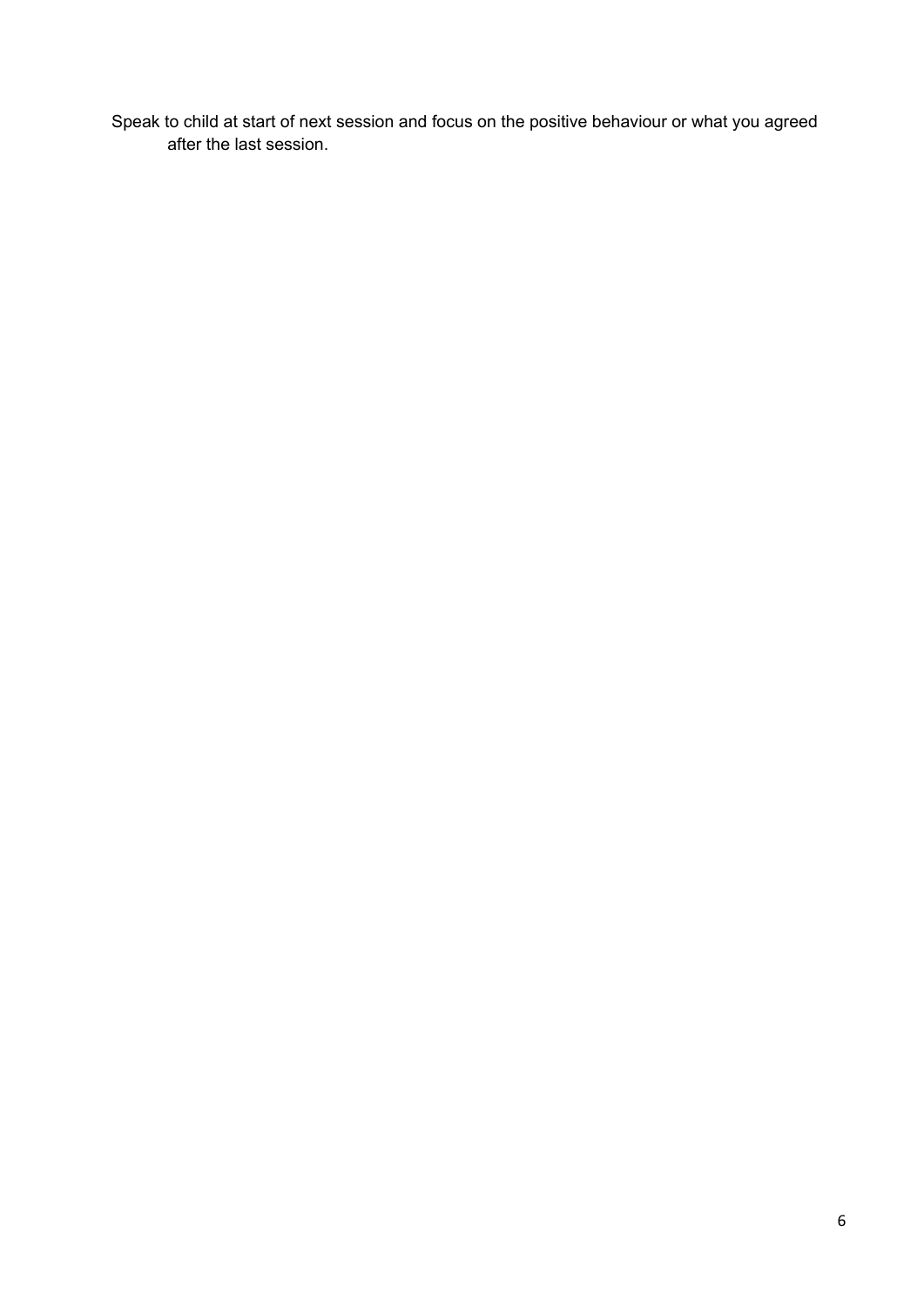Speak to child at start of next session and focus on the positive behaviour or what you agreed after the last session.